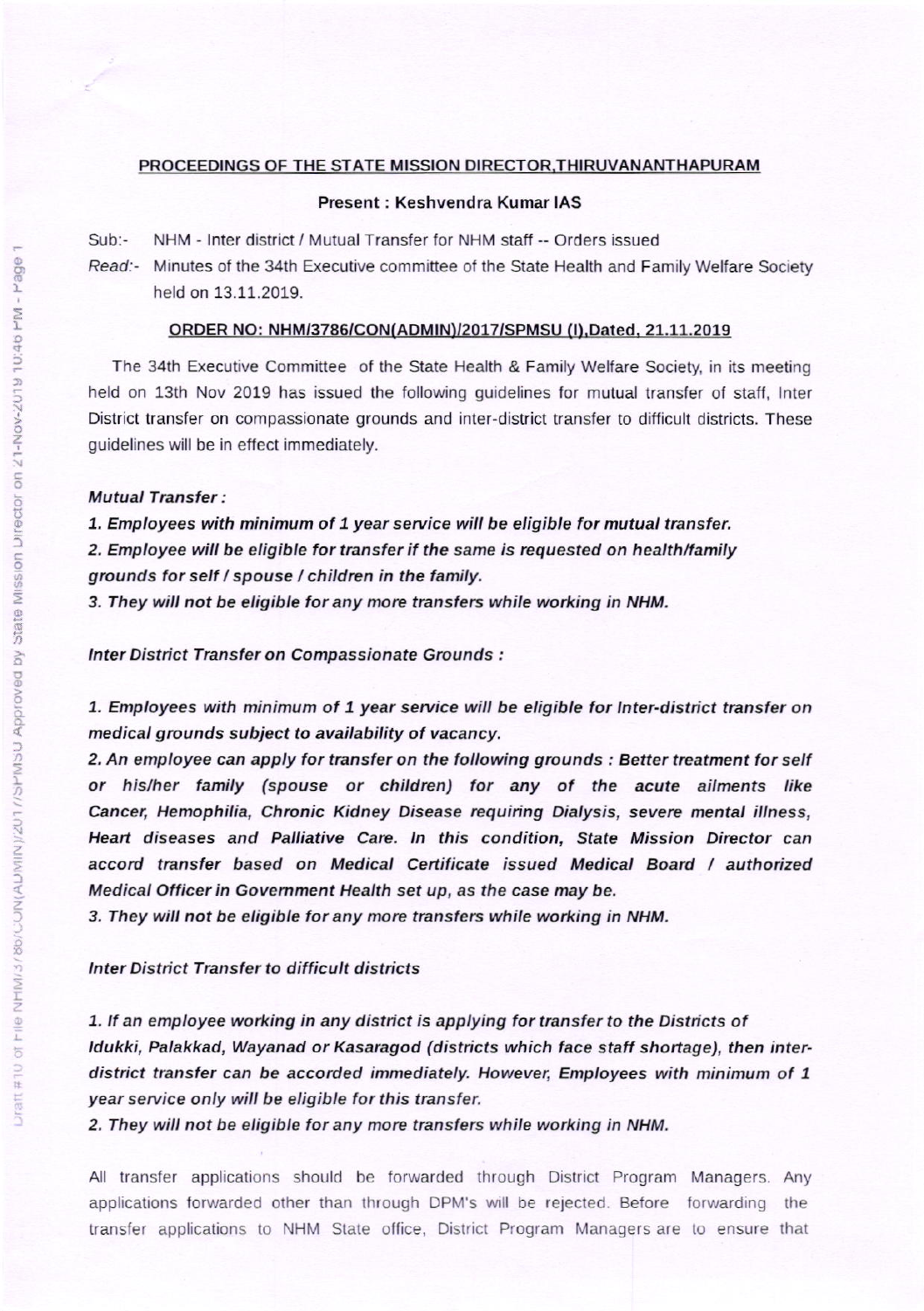## PROCEEDINGS OF THE STATE MISSION DIRECTOR,THIRUVANANTHAPURAM

**Present : Keshvendra Kumar IAS**

Sub:- NHM - Inter district / Mutual Transfer for NHM staff -- Orders issued

*Read:-* Minutes of the 34th Executive committee of the State Health and Family Welfare Society held on 13.11.2019.

**ORDER NO: NHM/3786/CON(ADMIN)/2017/SPMSU (I),Dated, 21.11.2019**

The 34th Executive Committee of the State Health & Family Welfare Society, in its meeting held on 13th Nov 2019 has issued the following guidelines for mutual transfer of staff, Inter District transfer on compassionate grounds and inter-district transfer to difficult districts. These guidelines will be in effect immediately.

***Mutual Transfer :***

***1. Employees with minimum of 1 year service will be eligible for mutual transfer.***

***2. Employee will be eligible for transfer if the same is requested on health/family grounds for self / spouse / children in the family.***

***3. They will not be eligible for any more transfers while working in NHM.***

***Inter District Transfer on Compassionate Grounds :***

***1. Employees with minimum of 1 year service will be eligible for Inter-district transfer on medical grounds subject to availability of vacancy.***

***2. An employee can apply for transfer on the following grounds : Better treatment for self or his/her family (spouse or children) for any of the acute ailments like Cancer, Hemophilia, Chronic Kidney Disease requiring Dialysis, severe mental illness, Heart diseases and Palliative Care. In this condition, State Mission Director can accord transfer based on Medical Certificate issued Medical Board / authorized Medical Officer in Government Health set up, as the case may be.***

***3. They will not be eligible for any more transfers while working in NHM.***

***Inter District Transfer to difficult districts***

***1. If an employee working in any district is applying for transfer to the Districts of Idukki, Palakkad, Wayanad or Kasaragod (districts which face staff shortage), then inter-district transfer can be accorded immediately. However, Employees with minimum of 1 year service only will be eligible for this transfer.***

***2. They will not be eligible for any more transfers while working in NHM.***

All transfer applications should be forwarded through District Program Managers. Any applications forwarded other than through DPM's will be rejected. Before forwarding the transfer applications to NHM State office, District Program Managers are to ensure that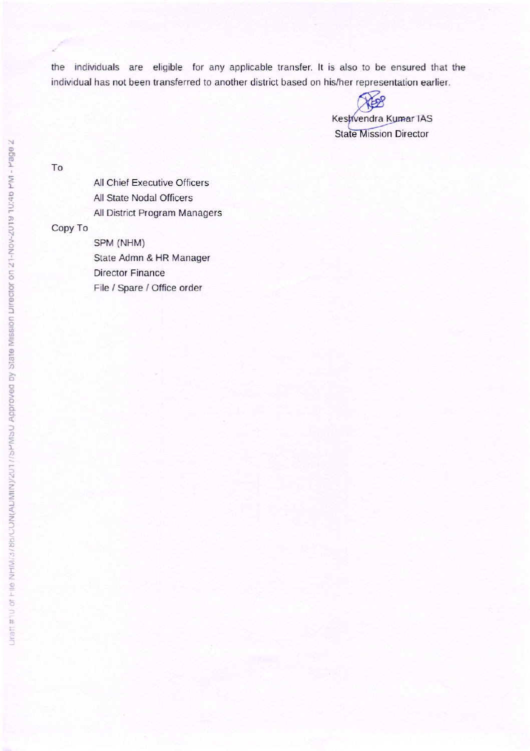the individuals are eligible for any applicable transfer. It is also to be ensured that the individual has not been transferred to another district based on his/her representation earlier.

Keshvendra Kumar IAS
State Mission Director

To

All Chief Executive Officers
All State Nodal Officers
All District Program Managers

Copy To

SPM (NHM)
State Admn & HR Manager
Director Finance
File / Spare / Office order